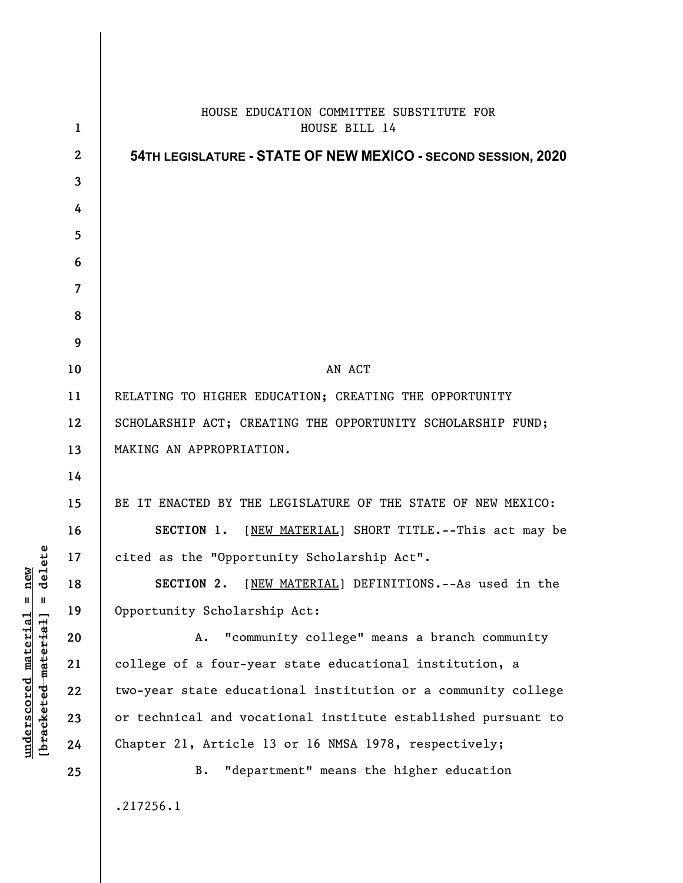HOUSE EDUCATION COMMITTEE SUBSTITUTE FOR HOUSE BILL 14

**54TH LEGISLATURE - STATE OF NEW MEXICO - SECOND SESSION, 2020**

AN ACT

RELATING TO HIGHER EDUCATION; CREATING THE OPPORTUNITY SCHOLARSHIP ACT; CREATING THE OPPORTUNITY SCHOLARSHIP FUND; MAKING AN APPROPRIATION.

BE IT ENACTED BY THE LEGISLATURE OF THE STATE OF NEW MEXICO:

**SECTION 1.** [NEW MATERIAL] SHORT TITLE.--This act may be cited as the "Opportunity Scholarship Act".

**SECTION 2.** [NEW MATERIAL] DEFINITIONS.--As used in the Opportunity Scholarship Act:

A. "community college" means a branch community college of a four-year state educational institution, a two-year state educational institution or a community college or technical and vocational institute established pursuant to Chapter 21, Article 13 or 16 NMSA 1978, respectively;

B. "department" means the higher education

.217256.1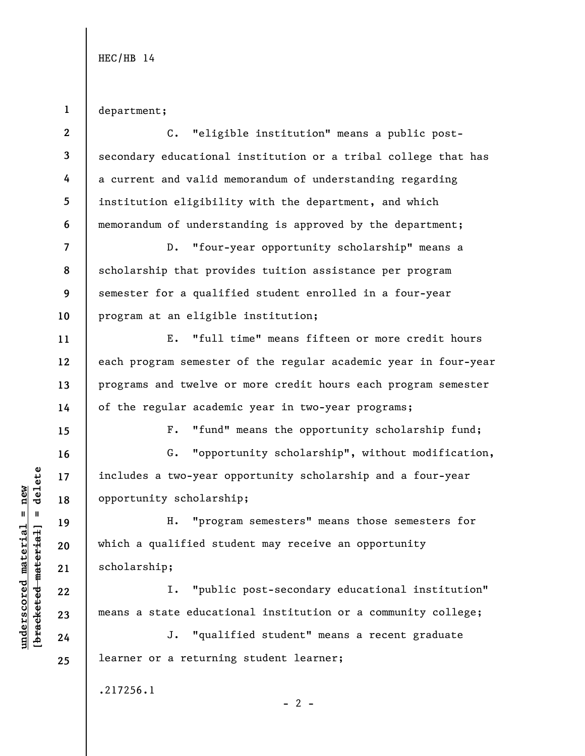department;

C. "eligible institution" means a public post-secondary educational institution or a tribal college that has a current and valid memorandum of understanding regarding institution eligibility with the department, and which memorandum of understanding is approved by the department;

D. "four-year opportunity scholarship" means a scholarship that provides tuition assistance per program semester for a qualified student enrolled in a four-year program at an eligible institution;

E. "full time" means fifteen or more credit hours each program semester of the regular academic year in four-year programs and twelve or more credit hours each program semester of the regular academic year in two-year programs;

F. "fund" means the opportunity scholarship fund;

G. "opportunity scholarship", without modification, includes a two-year opportunity scholarship and a four-year opportunity scholarship;

H. "program semesters" means those semesters for which a qualified student may receive an opportunity scholarship;

I. "public post-secondary educational institution" means a state educational institution or a community college;

J. "qualified student" means a recent graduate learner or a returning student learner;

.217256.1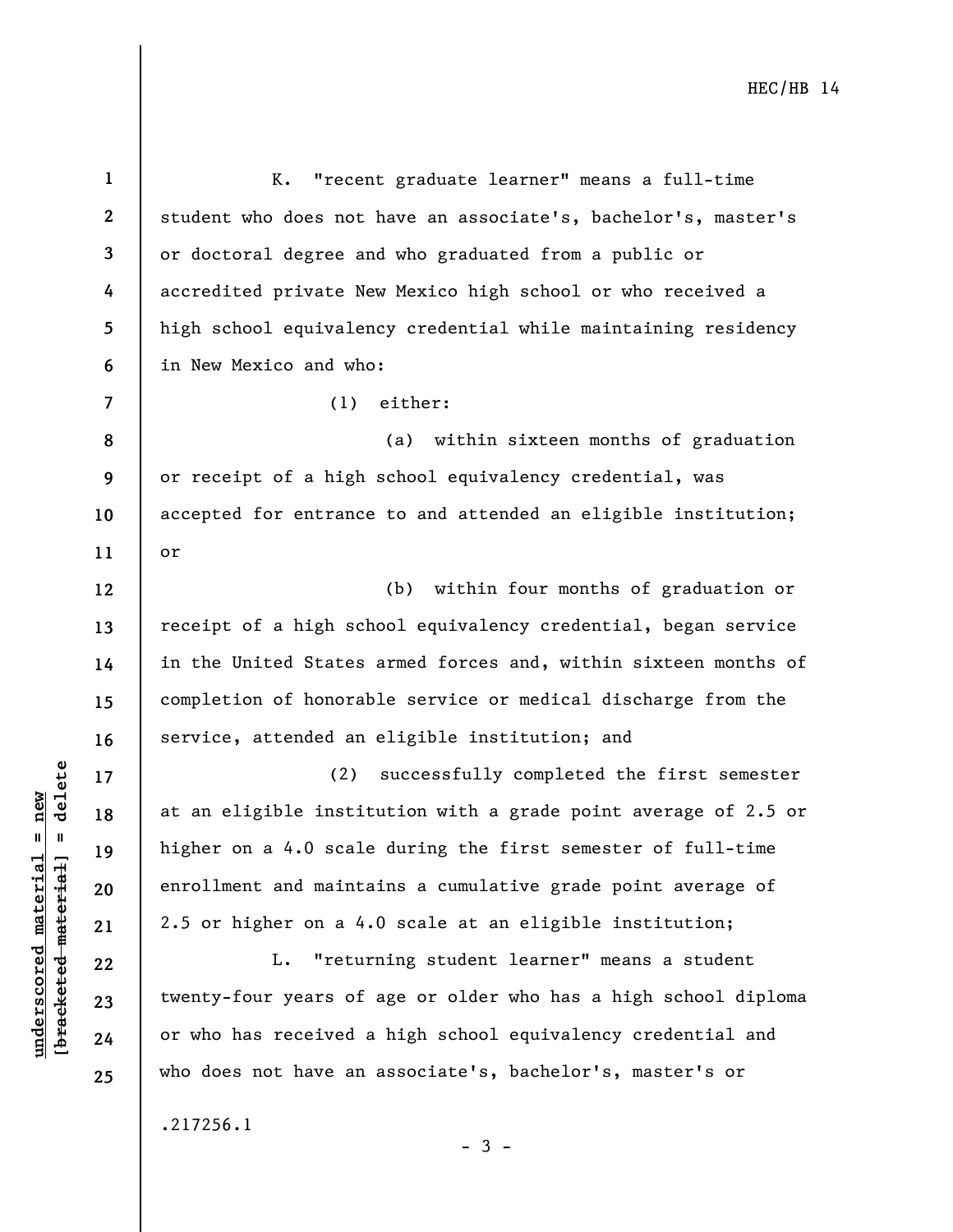K. "recent graduate learner" means a full-time student who does not have an associate's, bachelor's, master's or doctoral degree and who graduated from a public or accredited private New Mexico high school or who received a high school equivalency credential while maintaining residency in New Mexico and who:

(1) either:

(a) within sixteen months of graduation or receipt of a high school equivalency credential, was accepted for entrance to and attended an eligible institution; or

(b) within four months of graduation or receipt of a high school equivalency credential, began service in the United States armed forces and, within sixteen months of completion of honorable service or medical discharge from the service, attended an eligible institution; and

(2) successfully completed the first semester at an eligible institution with a grade point average of 2.5 or higher on a 4.0 scale during the first semester of full-time enrollment and maintains a cumulative grade point average of 2.5 or higher on a 4.0 scale at an eligible institution;

L. "returning student learner" means a student twenty-four years of age or older who has a high school diploma or who has received a high school equivalency credential and who does not have an associate's, bachelor's, master's or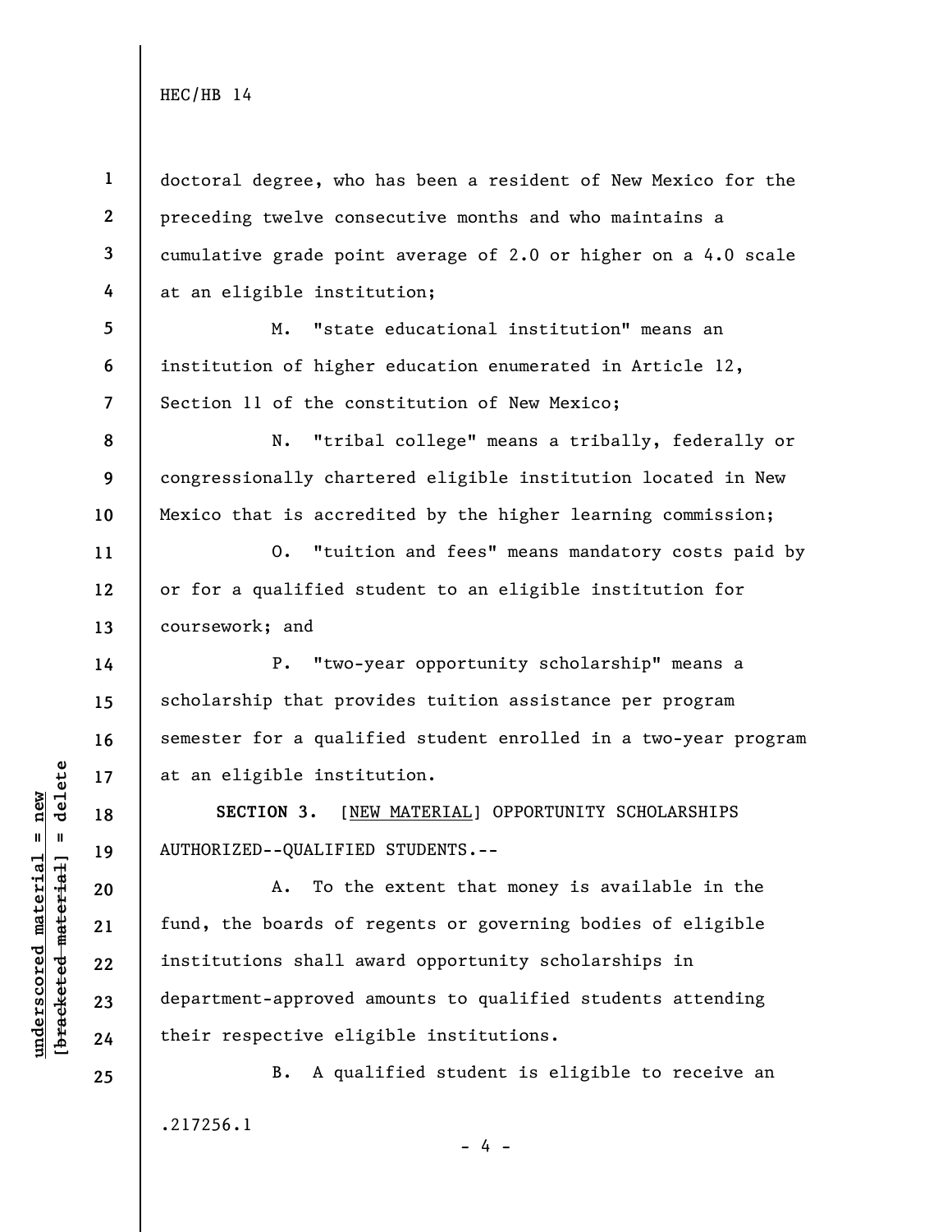doctoral degree, who has been a resident of New Mexico for the preceding twelve consecutive months and who maintains a cumulative grade point average of 2.0 or higher on a 4.0 scale at an eligible institution;

M. "state educational institution" means an institution of higher education enumerated in Article 12, Section 11 of the constitution of New Mexico;

N. "tribal college" means a tribally, federally or congressionally chartered eligible institution located in New Mexico that is accredited by the higher learning commission;

O. "tuition and fees" means mandatory costs paid by or for a qualified student to an eligible institution for coursework; and

P. "two-year opportunity scholarship" means a scholarship that provides tuition assistance per program semester for a qualified student enrolled in a two-year program at an eligible institution.

**SECTION 3.** [NEW MATERIAL] OPPORTUNITY SCHOLARSHIPS AUTHORIZED--QUALIFIED STUDENTS.--

A. To the extent that money is available in the fund, the boards of regents or governing bodies of eligible institutions shall award opportunity scholarships in department-approved amounts to qualified students attending their respective eligible institutions.

B. A qualified student is eligible to receive an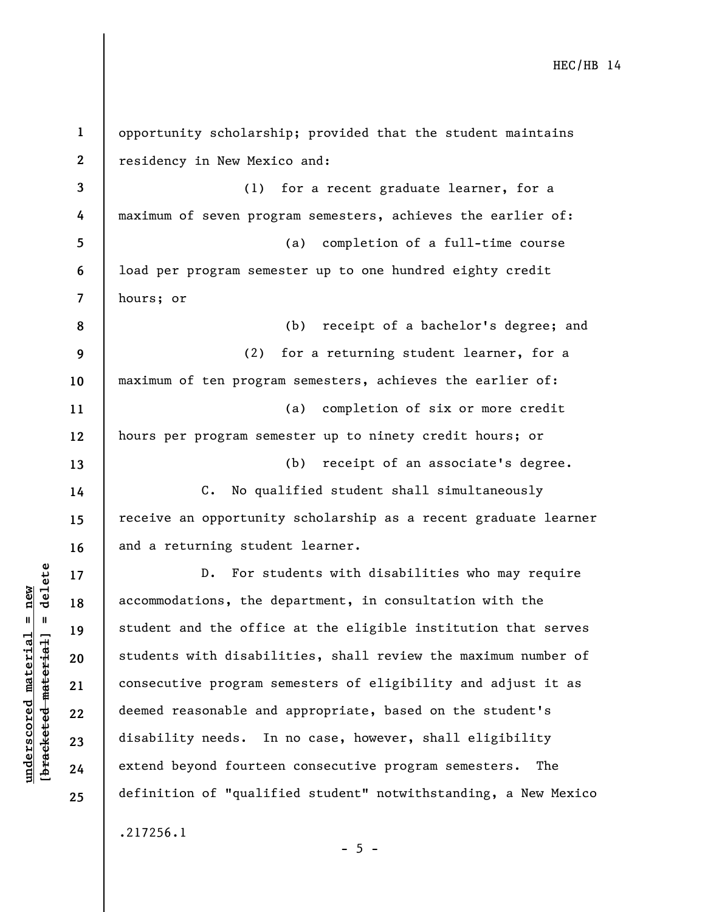opportunity scholarship; provided that the student maintains residency in New Mexico and:

(1) for a recent graduate learner, for a maximum of seven program semesters, achieves the earlier of:

(a) completion of a full-time course load per program semester up to one hundred eighty credit hours; or

(b) receipt of a bachelor's degree; and

(2) for a returning student learner, for a maximum of ten program semesters, achieves the earlier of:

(a) completion of six or more credit hours per program semester up to ninety credit hours; or

(b) receipt of an associate's degree.

C. No qualified student shall simultaneously receive an opportunity scholarship as a recent graduate learner and a returning student learner.

D. For students with disabilities who may require accommodations, the department, in consultation with the student and the office at the eligible institution that serves students with disabilities, shall review the maximum number of consecutive program semesters of eligibility and adjust it as deemed reasonable and appropriate, based on the student's disability needs. In no case, however, shall eligibility extend beyond fourteen consecutive program semesters. The definition of "qualified student" notwithstanding, a New Mexico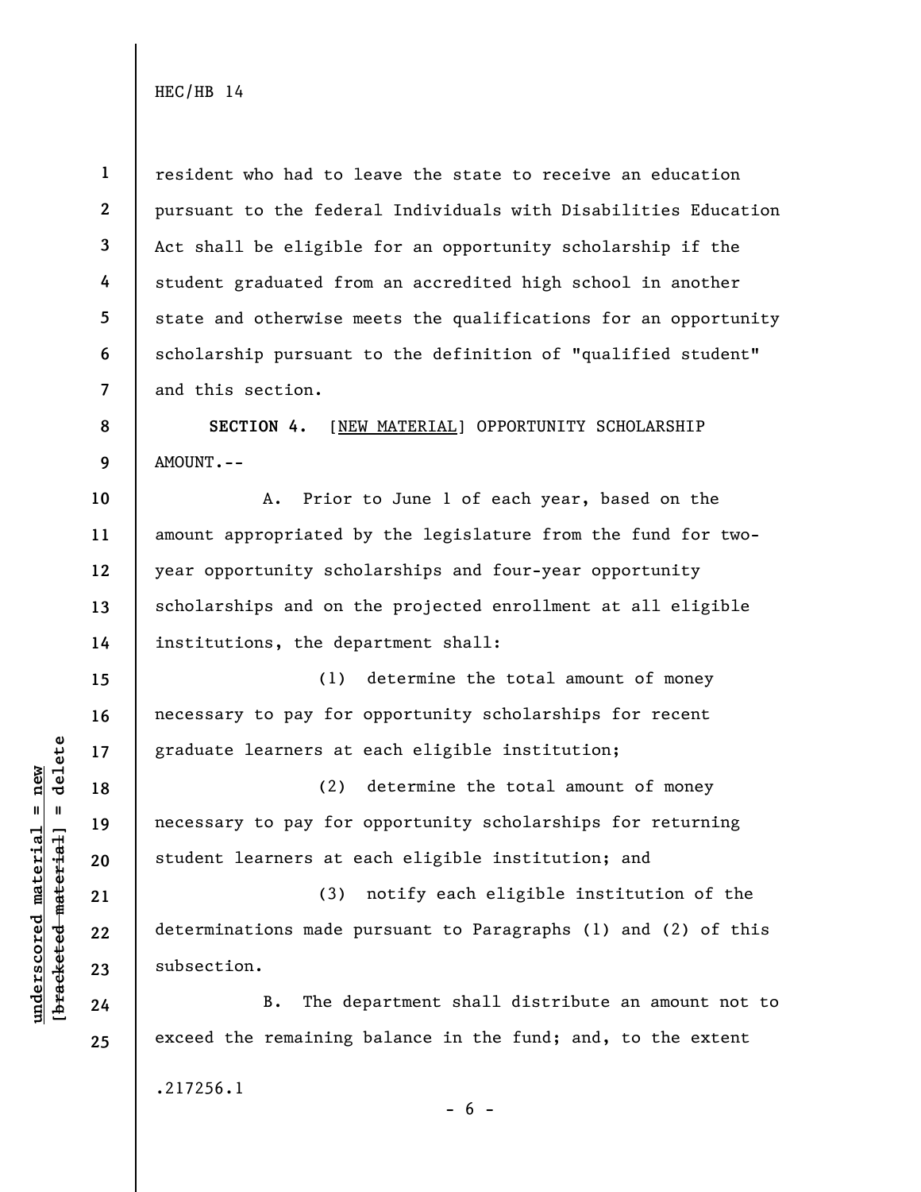resident who had to leave the state to receive an education pursuant to the federal Individuals with Disabilities Education Act shall be eligible for an opportunity scholarship if the student graduated from an accredited high school in another state and otherwise meets the qualifications for an opportunity scholarship pursuant to the definition of "qualified student" and this section.

**SECTION 4.** [NEW MATERIAL] OPPORTUNITY SCHOLARSHIP AMOUNT.--

A. Prior to June 1 of each year, based on the amount appropriated by the legislature from the fund for two-year opportunity scholarships and four-year opportunity scholarships and on the projected enrollment at all eligible institutions, the department shall:

(1) determine the total amount of money necessary to pay for opportunity scholarships for recent graduate learners at each eligible institution;

(2) determine the total amount of money necessary to pay for opportunity scholarships for returning student learners at each eligible institution; and

(3) notify each eligible institution of the determinations made pursuant to Paragraphs (1) and (2) of this subsection.

B. The department shall distribute an amount not to exceed the remaining balance in the fund; and, to the extent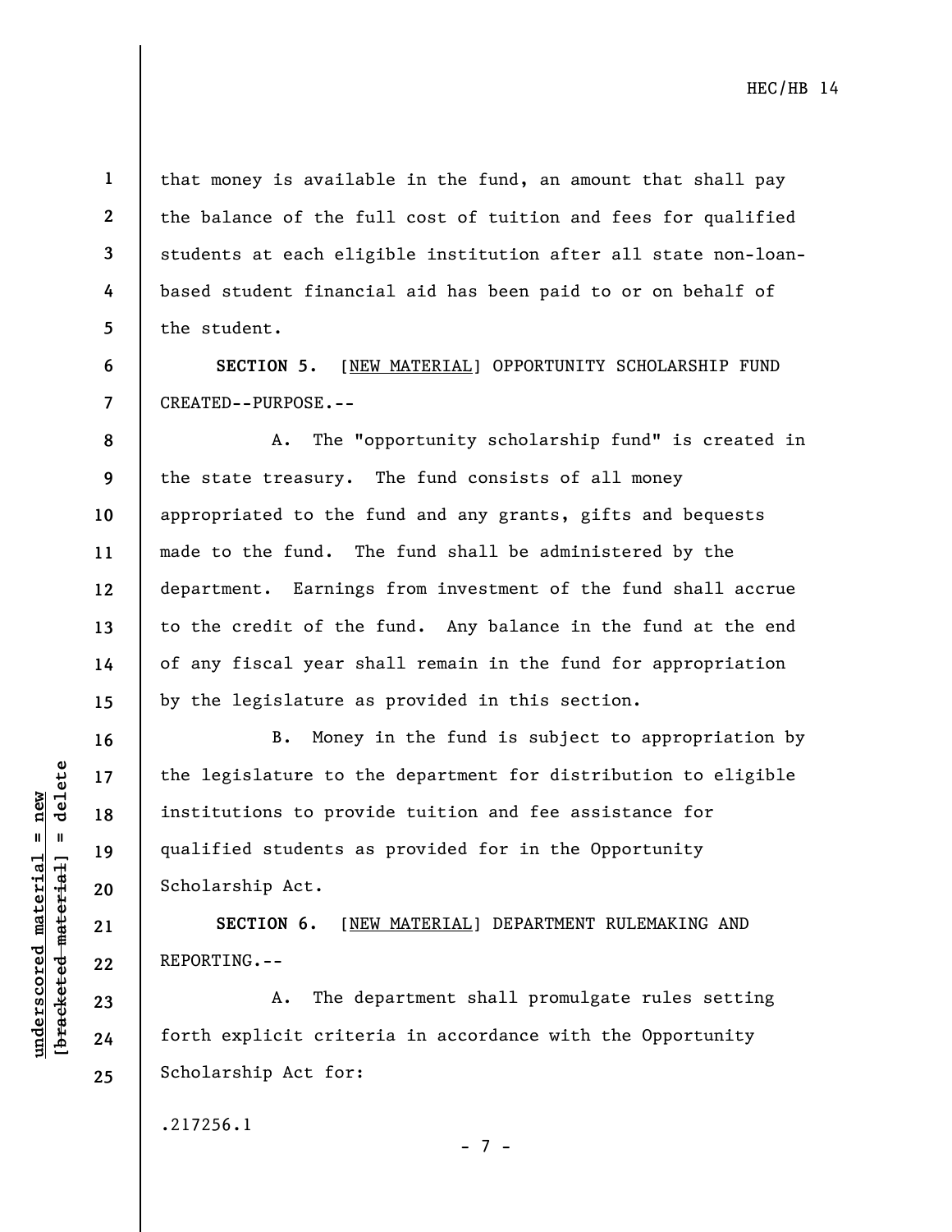that money is available in the fund, an amount that shall pay the balance of the full cost of tuition and fees for qualified students at each eligible institution after all state non-loan-based student financial aid has been paid to or on behalf of the student.

**SECTION 5.** [NEW MATERIAL] OPPORTUNITY SCHOLARSHIP FUND CREATED--PURPOSE.--

A. The "opportunity scholarship fund" is created in the state treasury. The fund consists of all money appropriated to the fund and any grants, gifts and bequests made to the fund. The fund shall be administered by the department. Earnings from investment of the fund shall accrue to the credit of the fund. Any balance in the fund at the end of any fiscal year shall remain in the fund for appropriation by the legislature as provided in this section.

B. Money in the fund is subject to appropriation by the legislature to the department for distribution to eligible institutions to provide tuition and fee assistance for qualified students as provided for in the Opportunity Scholarship Act.

**SECTION 6.** [NEW MATERIAL] DEPARTMENT RULEMAKING AND REPORTING.--

A. The department shall promulgate rules setting forth explicit criteria in accordance with the Opportunity Scholarship Act for:

.217256.1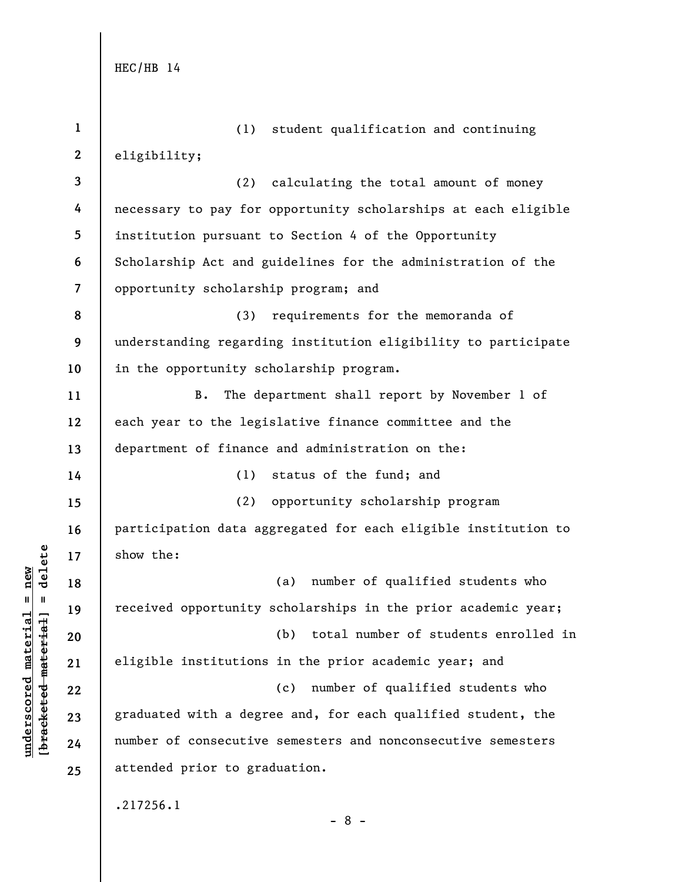(1) student qualification and continuing eligibility;

(2) calculating the total amount of money necessary to pay for opportunity scholarships at each eligible institution pursuant to Section 4 of the Opportunity Scholarship Act and guidelines for the administration of the opportunity scholarship program; and

(3) requirements for the memoranda of understanding regarding institution eligibility to participate in the opportunity scholarship program.

B. The department shall report by November 1 of each year to the legislative finance committee and the department of finance and administration on the:

(1) status of the fund; and

(2) opportunity scholarship program participation data aggregated for each eligible institution to show the:

(a) number of qualified students who received opportunity scholarships in the prior academic year;

(b) total number of students enrolled in eligible institutions in the prior academic year; and

(c) number of qualified students who graduated with a degree and, for each qualified student, the number of consecutive semesters and nonconsecutive semesters attended prior to graduation.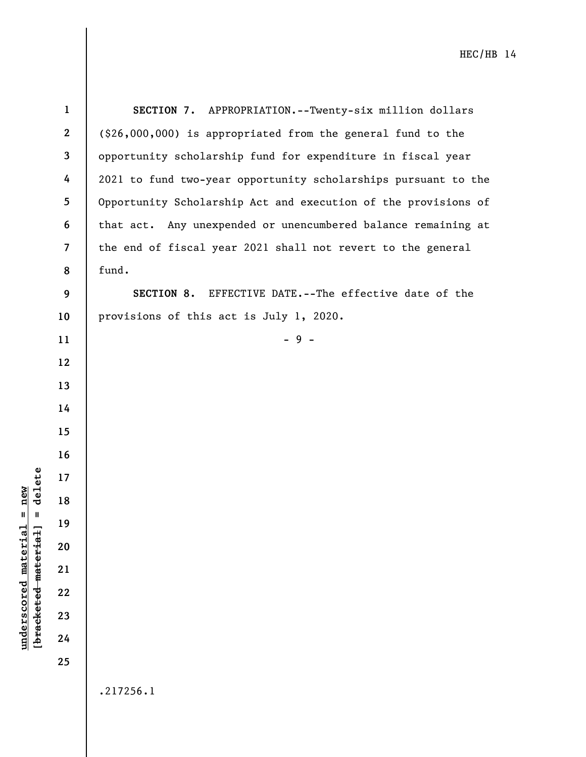**SECTION 7.** APPROPRIATION.--Twenty-six million dollars ($26,000,000) is appropriated from the general fund to the opportunity scholarship fund for expenditure in fiscal year 2021 to fund two-year opportunity scholarships pursuant to the Opportunity Scholarship Act and execution of the provisions of that act. Any unexpended or unencumbered balance remaining at the end of fiscal year 2021 shall not revert to the general fund.

**SECTION 8.** EFFECTIVE DATE.--The effective date of the provisions of this act is July 1, 2020.

.217256.1